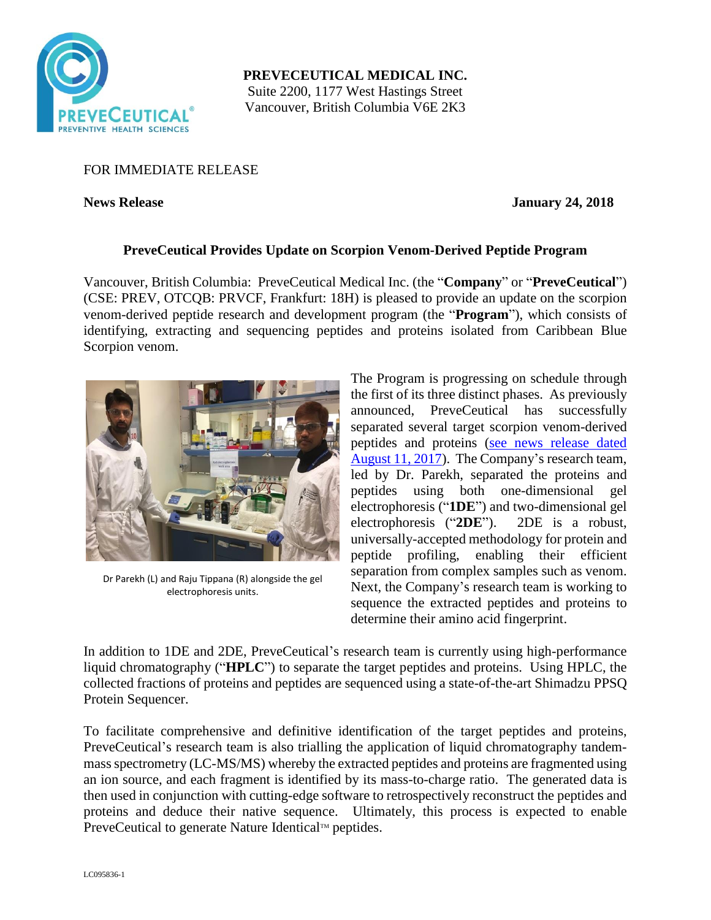**PREVECEUTICAL MEDICAL INC.**
Suite 2200, 1177 West Hastings Street
Vancouver, British Columbia V6E 2K3

FOR IMMEDIATE RELEASE

**News Release** **January 24, 2018**

## PreveCeutical Provides Update on Scorpion Venom-Derived Peptide Program

Vancouver, British Columbia: PreveCeutical Medical Inc. (the "**Company**" or "**PreveCeutical**") (CSE: PREV, OTCQB: PRVCF, Frankfurt: 18H) is pleased to provide an update on the scorpion venom-derived peptide research and development program (the "**Program**"), which consists of identifying, extracting and sequencing peptides and proteins isolated from Caribbean Blue Scorpion venom.

Dr Parekh (L) and Raju Tippana (R) alongside the gel electrophoresis units.

The Program is progressing on schedule through the first of its three distinct phases. As previously announced, PreveCeutical has successfully separated several target scorpion venom-derived peptides and proteins (see news release dated August 11, 2017). The Company's research team, led by Dr. Parekh, separated the proteins and peptides using both one-dimensional gel electrophoresis ("**1DE**") and two-dimensional gel electrophoresis ("**2DE**"). 2DE is a robust, universally-accepted methodology for protein and peptide profiling, enabling their efficient separation from complex samples such as venom. Next, the Company's research team is working to sequence the extracted peptides and proteins to determine their amino acid fingerprint.

In addition to 1DE and 2DE, PreveCeutical's research team is currently using high-performance liquid chromatography ("**HPLC**") to separate the target peptides and proteins. Using HPLC, the collected fractions of proteins and peptides are sequenced using a state-of-the-art Shimadzu PPSQ Protein Sequencer.

To facilitate comprehensive and definitive identification of the target peptides and proteins, PreveCeutical's research team is also trialling the application of liquid chromatography tandem-mass spectrometry (LC-MS/MS) whereby the extracted peptides and proteins are fragmented using an ion source, and each fragment is identified by its mass-to-charge ratio. The generated data is then used in conjunction with cutting-edge software to retrospectively reconstruct the peptides and proteins and deduce their native sequence. Ultimately, this process is expected to enable PreveCeutical to generate Nature Identical™ peptides.

LC095836-1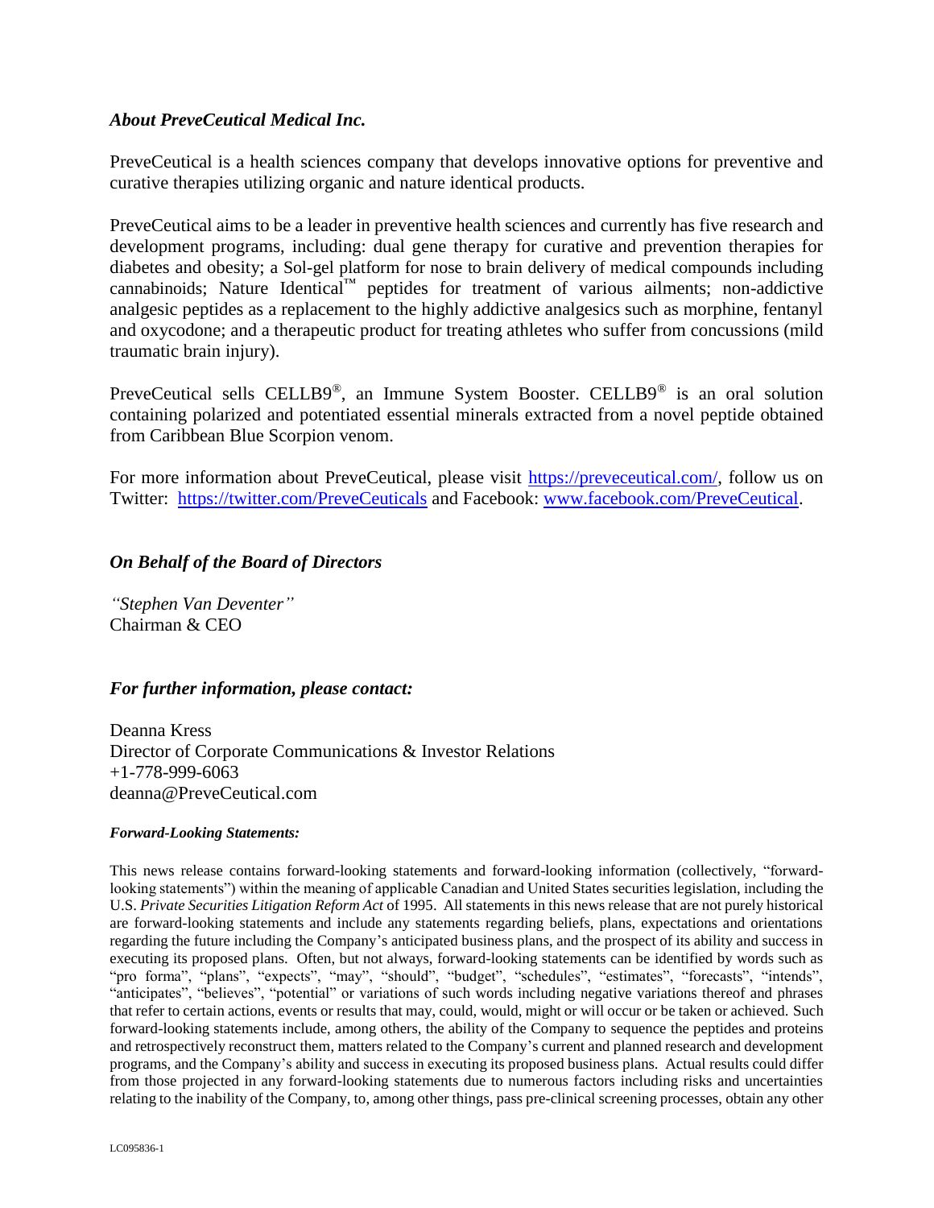### *About PreveCeutical Medical Inc.*

PreveCeutical is a health sciences company that develops innovative options for preventive and curative therapies utilizing organic and nature identical products.

PreveCeutical aims to be a leader in preventive health sciences and currently has five research and development programs, including: dual gene therapy for curative and prevention therapies for diabetes and obesity; a Sol-gel platform for nose to brain delivery of medical compounds including cannabinoids; Nature Identical™ peptides for treatment of various ailments; non-addictive analgesic peptides as a replacement to the highly addictive analgesics such as morphine, fentanyl and oxycodone; and a therapeutic product for treating athletes who suffer from concussions (mild traumatic brain injury).

PreveCeutical sells CELLB9®, an Immune System Booster. CELLB9® is an oral solution containing polarized and potentiated essential minerals extracted from a novel peptide obtained from Caribbean Blue Scorpion venom.

For more information about PreveCeutical, please visit https://preveceutical.com/, follow us on Twitter: https://twitter.com/PreveCeuticals and Facebook: www.facebook.com/PreveCeutical.

### *On Behalf of the Board of Directors*

*"Stephen Van Deventer"*
Chairman & CEO

### *For further information, please contact:*

Deanna Kress
Director of Corporate Communications & Investor Relations
+1-778-999-6063
deanna@PreveCeutical.com

***Forward-Looking Statements:***

This news release contains forward-looking statements and forward-looking information (collectively, "forward-looking statements") within the meaning of applicable Canadian and United States securities legislation, including the U.S. *Private Securities Litigation Reform Act* of 1995. All statements in this news release that are not purely historical are forward-looking statements and include any statements regarding beliefs, plans, expectations and orientations regarding the future including the Company's anticipated business plans, and the prospect of its ability and success in executing its proposed plans. Often, but not always, forward-looking statements can be identified by words such as "pro forma", "plans", "expects", "may", "should", "budget", "schedules", "estimates", "forecasts", "intends", "anticipates", "believes", "potential" or variations of such words including negative variations thereof and phrases that refer to certain actions, events or results that may, could, would, might or will occur or be taken or achieved. Such forward-looking statements include, among others, the ability of the Company to sequence the peptides and proteins and retrospectively reconstruct them, matters related to the Company's current and planned research and development programs, and the Company's ability and success in executing its proposed business plans. Actual results could differ from those projected in any forward-looking statements due to numerous factors including risks and uncertainties relating to the inability of the Company, to, among other things, pass pre-clinical screening processes, obtain any other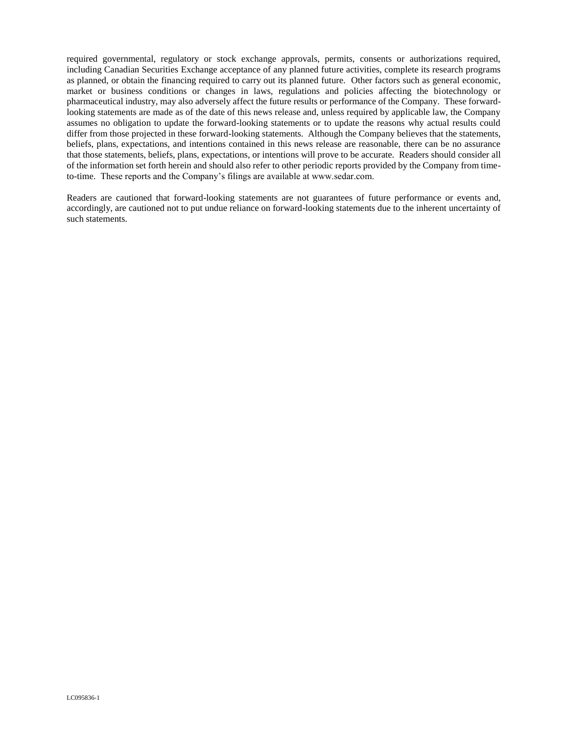required governmental, regulatory or stock exchange approvals, permits, consents or authorizations required, including Canadian Securities Exchange acceptance of any planned future activities, complete its research programs as planned, or obtain the financing required to carry out its planned future. Other factors such as general economic, market or business conditions or changes in laws, regulations and policies affecting the biotechnology or pharmaceutical industry, may also adversely affect the future results or performance of the Company. These forward-looking statements are made as of the date of this news release and, unless required by applicable law, the Company assumes no obligation to update the forward-looking statements or to update the reasons why actual results could differ from those projected in these forward-looking statements. Although the Company believes that the statements, beliefs, plans, expectations, and intentions contained in this news release are reasonable, there can be no assurance that those statements, beliefs, plans, expectations, or intentions will prove to be accurate. Readers should consider all of the information set forth herein and should also refer to other periodic reports provided by the Company from time-to-time. These reports and the Company's filings are available at www.sedar.com.

Readers are cautioned that forward-looking statements are not guarantees of future performance or events and, accordingly, are cautioned not to put undue reliance on forward-looking statements due to the inherent uncertainty of such statements.

LC095836-1